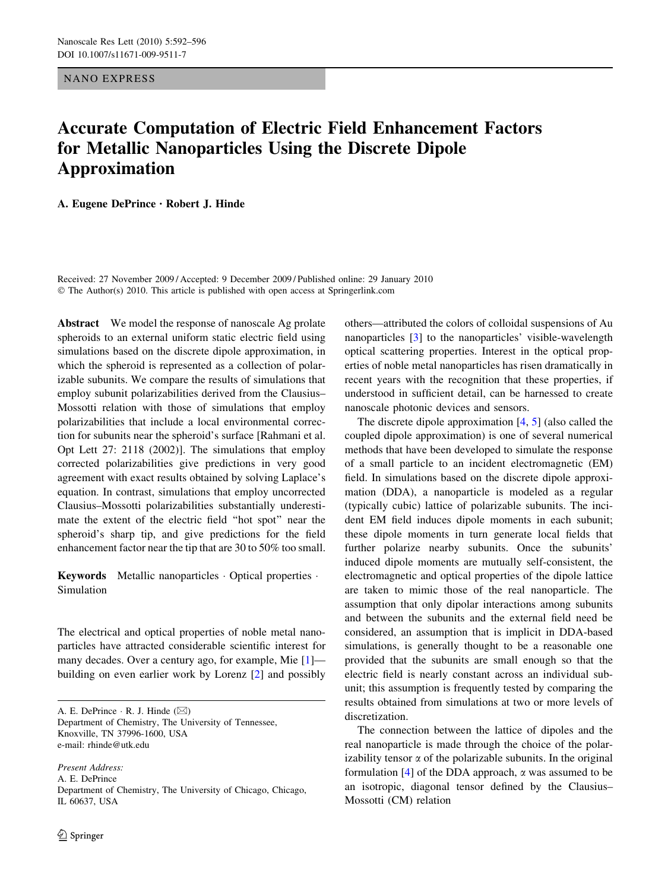NANO EXPRESS

# Accurate Computation of Electric Field Enhancement Factors for Metallic Nanoparticles Using the Discrete Dipole Approximation

**A. Eugene DePrince · Robert J. Hinde**

Received: 27 November 2009 / Accepted: 9 December 2009 / Published online: 29 January 2010
© The Author(s) 2010. This article is published with open access at Springerlink.com

**Abstract** We model the response of nanoscale Ag prolate spheroids to an external uniform static electric field using simulations based on the discrete dipole approximation, in which the spheroid is represented as a collection of polarizable subunits. We compare the results of simulations that employ subunit polarizabilities derived from the Clausius–Mossotti relation with those of simulations that employ polarizabilities that include a local environmental correction for subunits near the spheroid's surface [Rahmani et al. Opt Lett 27: 2118 (2002)]. The simulations that employ corrected polarizabilities give predictions in very good agreement with exact results obtained by solving Laplace's equation. In contrast, simulations that employ uncorrected Clausius–Mossotti polarizabilities substantially underestimate the extent of the electric field "hot spot" near the spheroid's sharp tip, and give predictions for the field enhancement factor near the tip that are 30 to 50% too small.

**Keywords** Metallic nanoparticles · Optical properties · Simulation

The electrical and optical properties of noble metal nanoparticles have attracted considerable scientific interest for many decades. Over a century ago, for example, Mie [1]—building on even earlier work by Lorenz [2] and possibly others—attributed the colors of colloidal suspensions of Au nanoparticles [3] to the nanoparticles' visible-wavelength optical scattering properties. Interest in the optical properties of noble metal nanoparticles has risen dramatically in recent years with the recognition that these properties, if understood in sufficient detail, can be harnessed to create nanoscale photonic devices and sensors.

The discrete dipole approximation [4, 5] (also called the coupled dipole approximation) is one of several numerical methods that have been developed to simulate the response of a small particle to an incident electromagnetic (EM) field. In simulations based on the discrete dipole approximation (DDA), a nanoparticle is modeled as a regular (typically cubic) lattice of polarizable subunits. The incident EM field induces dipole moments in each subunit; these dipole moments in turn generate local fields that further polarize nearby subunits. Once the subunits' induced dipole moments are mutually self-consistent, the electromagnetic and optical properties of the dipole lattice are taken to mimic those of the real nanoparticle. The assumption that only dipolar interactions among subunits and between the subunits and the external field need be considered, an assumption that is implicit in DDA-based simulations, is generally thought to be a reasonable one provided that the subunits are small enough so that the electric field is nearly constant across an individual subunit; this assumption is frequently tested by comparing the results obtained from simulations at two or more levels of discretization.

The connection between the lattice of dipoles and the real nanoparticle is made through the choice of the polarizability tensor $\alpha$ of the polarizable subunits. In the original formulation [4] of the DDA approach, $\alpha$ was assumed to be an isotropic, diagonal tensor defined by the Clausius–Mossotti (CM) relation

A. E. DePrince · R. J. Hinde (✉)
Department of Chemistry, The University of Tennessee, Knoxville, TN 37996-1600, USA
e-mail: rhinde@utk.edu

*Present Address:*
A. E. DePrince
Department of Chemistry, The University of Chicago, Chicago, IL 60637, USA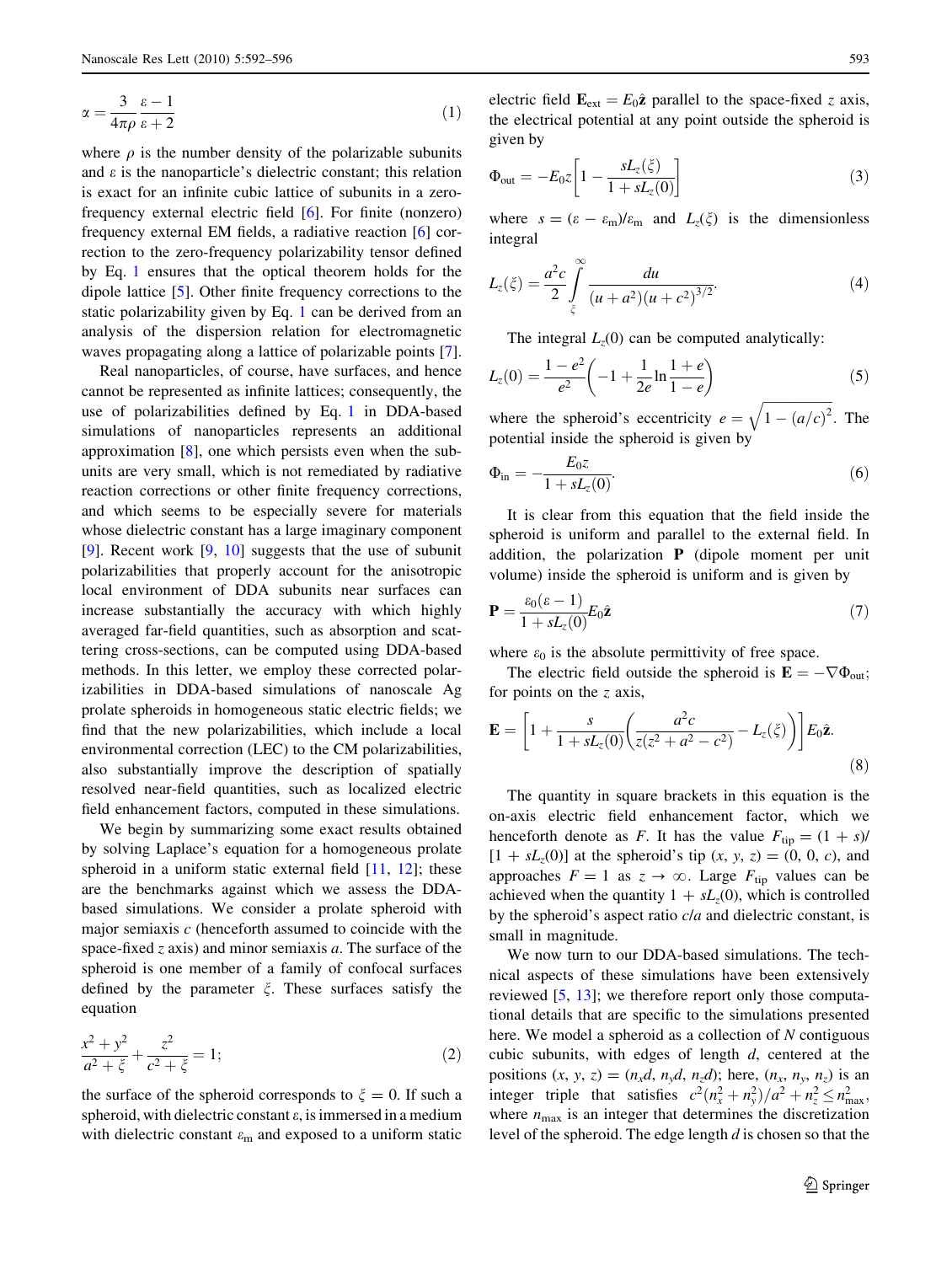$$\alpha = \frac{3}{4\pi\rho}\frac{\varepsilon - 1}{\varepsilon + 2} \tag{1}$$

where $\rho$ is the number density of the polarizable subunits and $\varepsilon$ is the nanoparticle's dielectric constant; this relation is exact for an infinite cubic lattice of subunits in a zero-frequency external electric field [6]. For finite (nonzero) frequency external EM fields, a radiative reaction [6] correction to the zero-frequency polarizability tensor defined by Eq. 1 ensures that the optical theorem holds for the dipole lattice [5]. Other finite frequency corrections to the static polarizability given by Eq. 1 can be derived from an analysis of the dispersion relation for electromagnetic waves propagating along a lattice of polarizable points [7].

Real nanoparticles, of course, have surfaces, and hence cannot be represented as infinite lattices; consequently, the use of polarizabilities defined by Eq. 1 in DDA-based simulations of nanoparticles represents an additional approximation [8], one which persists even when the subunits are very small, which is not remediated by radiative reaction corrections or other finite frequency corrections, and which seems to be especially severe for materials whose dielectric constant has a large imaginary component [9]. Recent work [9, 10] suggests that the use of subunit polarizabilities that properly account for the anisotropic local environment of DDA subunits near surfaces can increase substantially the accuracy with which highly averaged far-field quantities, such as absorption and scattering cross-sections, can be computed using DDA-based methods. In this letter, we employ these corrected polarizabilities in DDA-based simulations of nanoscale Ag prolate spheroids in homogeneous static electric fields; we find that the new polarizabilities, which include a local environmental correction (LEC) to the CM polarizabilities, also substantially improve the description of spatially resolved near-field quantities, such as localized electric field enhancement factors, computed in these simulations.

We begin by summarizing some exact results obtained by solving Laplace's equation for a homogeneous prolate spheroid in a uniform static external field [11, 12]; these are the benchmarks against which we assess the DDA-based simulations. We consider a prolate spheroid with major semiaxis $c$ (henceforth assumed to coincide with the space-fixed $z$ axis) and minor semiaxis $a$. The surface of the spheroid is one member of a family of confocal surfaces defined by the parameter $\xi$. These surfaces satisfy the equation

$$\frac{x^2 + y^2}{a^2 + \xi} + \frac{z^2}{c^2 + \xi} = 1; \tag{2}$$

the surface of the spheroid corresponds to $\xi = 0$. If such a spheroid, with dielectric constant $\varepsilon$, is immersed in a medium with dielectric constant $\varepsilon_m$ and exposed to a uniform static electric field $\mathbf{E}_{\text{ext}} = E_0\hat{\mathbf{z}}$ parallel to the space-fixed $z$ axis, the electrical potential at any point outside the spheroid is given by

$$\Phi_{\text{out}} = -E_0 z\left[1 - \frac{sL_z(\xi)}{1 + sL_z(0)}\right] \tag{3}$$

where $s = (\varepsilon - \varepsilon_m)/\varepsilon_m$ and $L_z(\xi)$ is the dimensionless integral

$$L_z(\xi) = \frac{a^2c}{2}\int_{\xi}^{\infty}\frac{du}{(u + a^2)(u + c^2)^{3/2}}. \tag{4}$$

The integral $L_z(0)$ can be computed analytically:

$$L_z(0) = \frac{1 - e^2}{e^2}\left(-1 + \frac{1}{2e}\ln\frac{1 + e}{1 - e}\right) \tag{5}$$

where the spheroid's eccentricity $e = \sqrt{1 - (a/c)^2}$. The potential inside the spheroid is given by

$$\Phi_{\text{in}} = -\frac{E_0 z}{1 + sL_z(0)}. \tag{6}$$

It is clear from this equation that the field inside the spheroid is uniform and parallel to the external field. In addition, the polarization $\mathbf{P}$ (dipole moment per unit volume) inside the spheroid is uniform and is given by

$$\mathbf{P} = \frac{\varepsilon_0(\varepsilon - 1)}{1 + sL_z(0)}E_0\hat{\mathbf{z}} \tag{7}$$

where $\varepsilon_0$ is the absolute permittivity of free space.

The electric field outside the spheroid is $\mathbf{E} = -\nabla\Phi_{\text{out}}$; for points on the $z$ axis,

$$\mathbf{E} = \left[1 + \frac{s}{1 + sL_z(0)}\left(\frac{a^2c}{z(z^2 + a^2 - c^2)} - L_z(\xi)\right)\right]E_0\hat{\mathbf{z}}. \tag{8}$$

The quantity in square brackets in this equation is the on-axis electric field enhancement factor, which we henceforth denote as $F$. It has the value $F_{\text{tip}} = (1 + s)/[1 + sL_z(0)]$ at the spheroid's tip $(x, y, z) = (0, 0, c)$, and approaches $F = 1$ as $z \to \infty$. Large $F_{\text{tip}}$ values can be achieved when the quantity $1 + sL_z(0)$, which is controlled by the spheroid's aspect ratio $c/a$ and dielectric constant, is small in magnitude.

We now turn to our DDA-based simulations. The technical aspects of these simulations have been extensively reviewed [5, 13]; we therefore report only those computational details that are specific to the simulations presented here. We model a spheroid as a collection of $N$ contiguous cubic subunits, with edges of length $d$, centered at the positions $(x, y, z) = (n_x d, n_y d, n_z d)$; here, $(n_x, n_y, n_z)$ is an integer triple that satisfies $c^2(n_x^2 + n_y^2)/a^2 + n_z^2 \le n_{\max}^2$, where $n_{\max}$ is an integer that determines the discretization level of the spheroid. The edge length $d$ is chosen so that the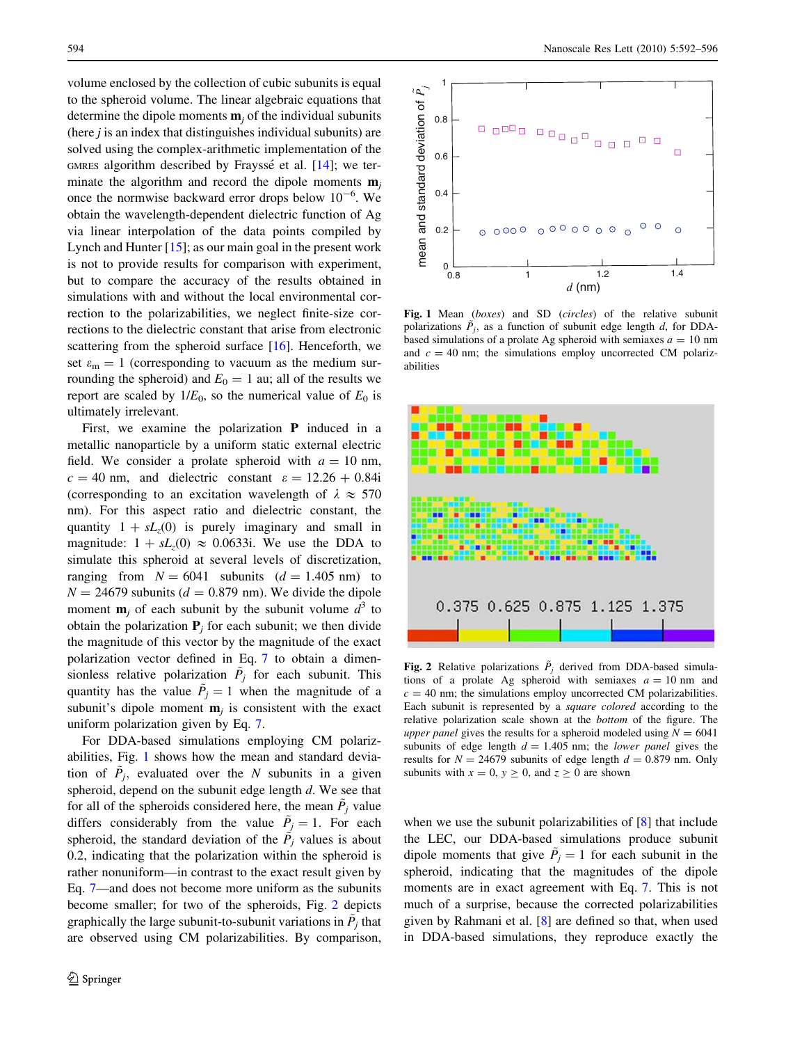volume enclosed by the collection of cubic subunits is equal to the spheroid volume. The linear algebraic equations that determine the dipole moments $\mathbf{m}_j$ of the individual subunits (here $j$ is an index that distinguishes individual subunits) are solved using the complex-arithmetic implementation of the GMRES algorithm described by Frayssé et al. [14]; we terminate the algorithm and record the dipole moments $\mathbf{m}_j$ once the normwise backward error drops below $10^{-6}$. We obtain the wavelength-dependent dielectric function of Ag via linear interpolation of the data points compiled by Lynch and Hunter [15]; as our main goal in the present work is not to provide results for comparison with experiment, but to compare the accuracy of the results obtained in simulations with and without the local environmental correction to the polarizabilities, we neglect finite-size corrections to the dielectric constant that arise from electronic scattering from the spheroid surface [16]. Henceforth, we set $\varepsilon_m = 1$ (corresponding to vacuum as the medium surrounding the spheroid) and $E_0 = 1$ au; all of the results we report are scaled by $1/E_0$, so the numerical value of $E_0$ is ultimately irrelevant.

First, we examine the polarization $\mathbf{P}$ induced in a metallic nanoparticle by a uniform static external electric field. We consider a prolate spheroid with $a = 10$ nm, $c = 40$ nm, and dielectric constant $\varepsilon = 12.26 + 0.84i$ (corresponding to an excitation wavelength of $\lambda \approx 570$ nm). For this aspect ratio and dielectric constant, the quantity $1 + sL_z(0)$ is purely imaginary and small in magnitude: $1 + sL_z(0) \approx 0.0633i$. We use the DDA to simulate this spheroid at several levels of discretization, ranging from $N = 6041$ subunits ($d = 1.405$ nm) to $N = 24679$ subunits ($d = 0.879$ nm). We divide the dipole moment $\mathbf{m}_j$ of each subunit by the subunit volume $d^3$ to obtain the polarization $\mathbf{P}_j$ for each subunit; we then divide the magnitude of this vector by the magnitude of the exact polarization vector defined in Eq. 7 to obtain a dimensionless relative polarization $\tilde{P}_j$ for each subunit. This quantity has the value $\tilde{P}_j = 1$ when the magnitude of a subunit's dipole moment $\mathbf{m}_j$ is consistent with the exact uniform polarization given by Eq. 7.

For DDA-based simulations employing CM polarizabilities, Fig. 1 shows how the mean and standard deviation of $\tilde{P}_j$, evaluated over the $N$ subunits in a given spheroid, depend on the subunit edge length $d$. We see that for all of the spheroids considered here, the mean $\tilde{P}_j$ value differs considerably from the value $\tilde{P}_j = 1$. For each spheroid, the standard deviation of the $\tilde{P}_j$ values is about 0.2, indicating that the polarization within the spheroid is rather nonuniform—in contrast to the exact result given by Eq. 7—and does not become more uniform as the subunits become smaller; for two of the spheroids, Fig. 2 depicts graphically the large subunit-to-subunit variations in $\tilde{P}_j$ that are observed using CM polarizabilities. By comparison, when we use the subunit polarizabilities of [8] that include the LEC, our DDA-based simulations produce subunit dipole moments that give $\tilde{P}_j = 1$ for each subunit in the spheroid, indicating that the magnitudes of the dipole moments are in exact agreement with Eq. 7. This is not much of a surprise, because the corrected polarizabilities given by Rahmani et al. [8] are defined so that, when used in DDA-based simulations, they reproduce exactly the

**Fig. 1** Mean (*boxes*) and SD (*circles*) of the relative subunit polarizations $\tilde{P}_j$, as a function of subunit edge length $d$, for DDA-based simulations of a prolate Ag spheroid with semiaxes $a = 10$ nm and $c = 40$ nm; the simulations employ uncorrected CM polarizabilities

**Fig. 2** Relative polarizations $\tilde{P}_j$ derived from DDA-based simulations of a prolate Ag spheroid with semiaxes $a = 10$ nm and $c = 40$ nm; the simulations employ uncorrected CM polarizabilities. Each subunit is represented by a *square colored* according to the relative polarization scale shown at the *bottom* of the figure. The *upper panel* gives the results for a spheroid modeled using $N = 6041$ subunits of edge length $d = 1.405$ nm; the *lower panel* gives the results for $N = 24679$ subunits of edge length $d = 0.879$ nm. Only subunits with $x = 0$, $y \geq 0$, and $z \geq 0$ are shown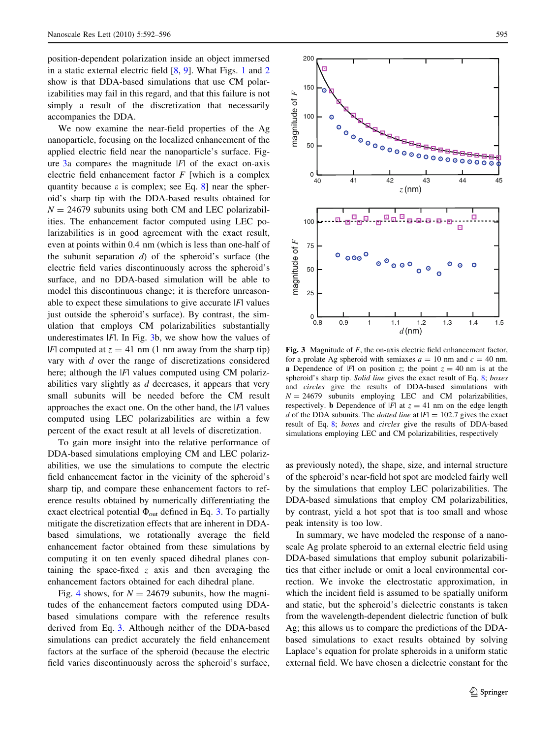position-dependent polarization inside an object immersed in a static external electric field [8, 9]. What Figs. 1 and 2 show is that DDA-based simulations that use CM polarizabilities may fail in this regard, and that this failure is not simply a result of the discretization that necessarily accompanies the DDA.

We now examine the near-field properties of the Ag nanoparticle, focusing on the localized enhancement of the applied electric field near the nanoparticle's surface. Figure 3a compares the magnitude $|F|$ of the exact on-axis electric field enhancement factor $F$ [which is a complex quantity because $\varepsilon$ is complex; see Eq. 8] near the spheroid's sharp tip with the DDA-based results obtained for $N = 24679$ subunits using both CM and LEC polarizabilities. The enhancement factor computed using LEC polarizabilities is in good agreement with the exact result, even at points within 0.4 nm (which is less than one-half of the subunit separation $d$) of the spheroid's surface (the electric field varies discontinuously across the spheroid's surface, and no DDA-based simulation will be able to model this discontinuous change; it is therefore unreasonable to expect these simulations to give accurate $|F|$ values just outside the spheroid's surface). By contrast, the simulation that employs CM polarizabilities substantially underestimates $|F|$. In Fig. 3b, we show how the values of $|F|$ computed at $z = 41$ nm (1 nm away from the sharp tip) vary with $d$ over the range of discretizations considered here; although the $|F|$ values computed using CM polarizabilities vary slightly as $d$ decreases, it appears that very small subunits will be needed before the CM result approaches the exact one. On the other hand, the $|F|$ values computed using LEC polarizabilities are within a few percent of the exact result at all levels of discretization.

To gain more insight into the relative performance of DDA-based simulations employing CM and LEC polarizabilities, we use the simulations to compute the electric field enhancement factor in the vicinity of the spheroid's sharp tip, and compare these enhancement factors to reference results obtained by numerically differentiating the exact electrical potential $\Phi_{\text{out}}$ defined in Eq. 3. To partially mitigate the discretization effects that are inherent in DDA-based simulations, we rotationally average the field enhancement factor obtained from these simulations by computing it on ten evenly spaced dihedral planes containing the space-fixed $z$ axis and then averaging the enhancement factors obtained for each dihedral plane.

Fig. 4 shows, for $N = 24679$ subunits, how the magnitudes of the enhancement factors computed using DDA-based simulations compare with the reference results derived from Eq. 3. Although neither of the DDA-based simulations can predict accurately the field enhancement factors at the surface of the spheroid (because the electric field varies discontinuously across the spheroid's surface, as previously noted), the shape, size, and internal structure of the spheroid's near-field hot spot are modeled fairly well by the simulations that employ LEC polarizabilities. The DDA-based simulations that employ CM polarizabilities, by contrast, yield a hot spot that is too small and whose peak intensity is too low.

**Fig. 3** Magnitude of $F$, the on-axis electric field enhancement factor, for a prolate Ag spheroid with semiaxes $a = 10$ nm and $c = 40$ nm. **a** Dependence of $|F|$ on position $z$; the point $z = 40$ nm is at the spheroid's sharp tip. *Solid line* gives the exact result of Eq. 8; *boxes* and *circles* give the results of DDA-based simulations with $N = 24679$ subunits employing LEC and CM polarizabilities, respectively. **b** Dependence of $|F|$ at $z = 41$ nm on the edge length $d$ of the DDA subunits. The *dotted line* at $|F| = 102.7$ gives the exact result of Eq. 8; *boxes* and *circles* give the results of DDA-based simulations employing LEC and CM polarizabilities, respectively

In summary, we have modeled the response of a nanoscale Ag prolate spheroid to an external electric field using DDA-based simulations that employ subunit polarizabilities that either include or omit a local environmental correction. We invoke the electrostatic approximation, in which the incident field is assumed to be spatially uniform and static, but the spheroid's dielectric constants is taken from the wavelength-dependent dielectric function of bulk Ag; this allows us to compare the predictions of the DDA-based simulations to exact results obtained by solving Laplace's equation for prolate spheroids in a uniform static external field. We have chosen a dielectric constant for the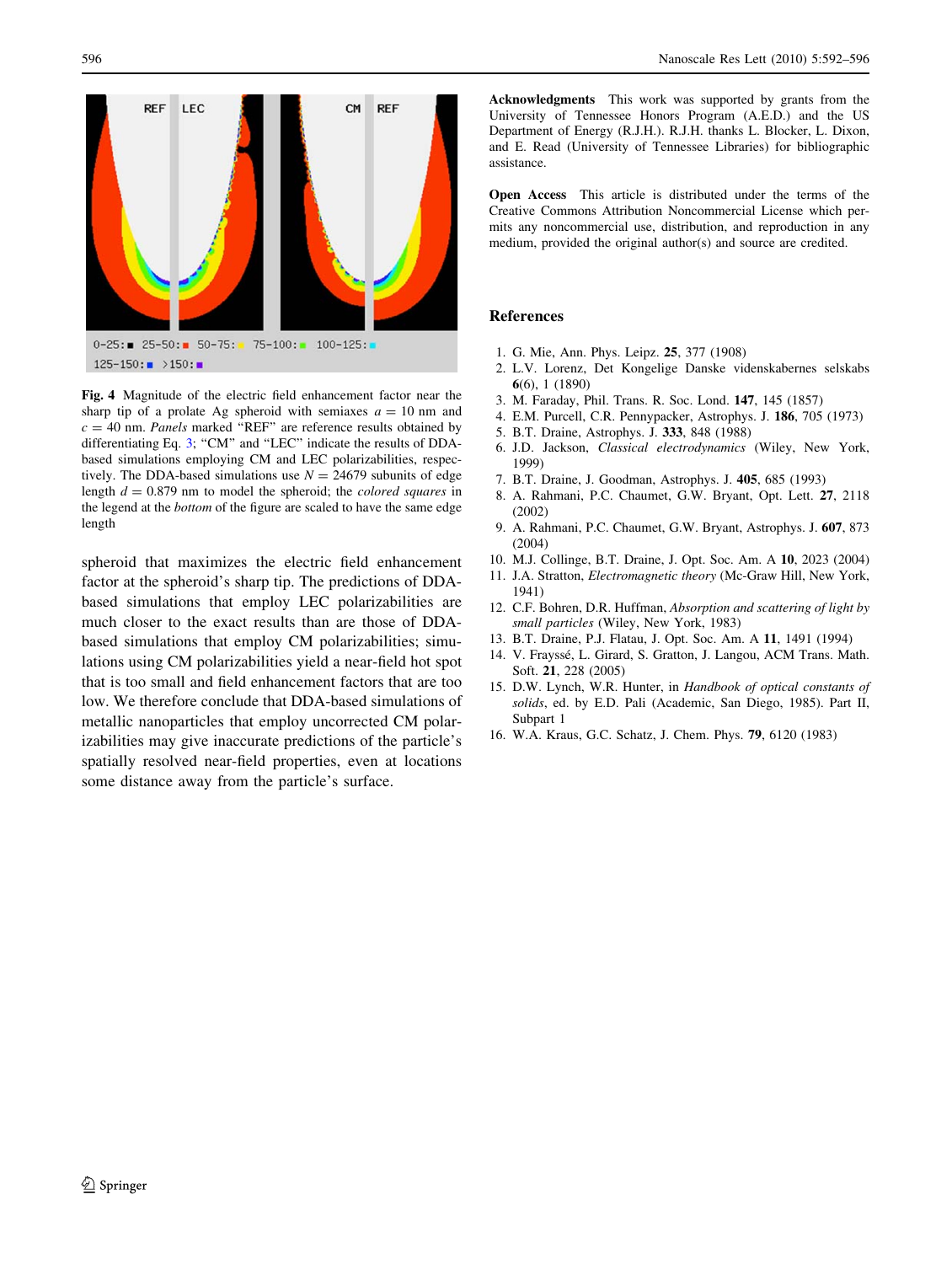REF LEC

CM REF

0-25: ■ 25-50: ■ 50-75: ■ 75-100: ■ 100-125: ■

125-150: ■ >150: ■

**Fig. 4** Magnitude of the electric field enhancement factor near the sharp tip of a prolate Ag spheroid with semiaxes $a = 10$ nm and $c = 40$ nm. *Panels* marked "REF" are reference results obtained by differentiating Eq. 3; "CM" and "LEC" indicate the results of DDA-based simulations employing CM and LEC polarizabilities, respectively. The DDA-based simulations use $N = 24679$ subunits of edge length $d = 0.879$ nm to model the spheroid; the *colored squares* in the legend at the *bottom* of the figure are scaled to have the same edge length

spheroid that maximizes the electric field enhancement factor at the spheroid's sharp tip. The predictions of DDA-based simulations that employ LEC polarizabilities are much closer to the exact results than are those of DDA-based simulations that employ CM polarizabilities; simulations using CM polarizabilities yield a near-field hot spot that is too small and field enhancement factors that are too low. We therefore conclude that DDA-based simulations of metallic nanoparticles that employ uncorrected CM polarizabilities may give inaccurate predictions of the particle's spatially resolved near-field properties, even at locations some distance away from the particle's surface.

**Acknowledgments** This work was supported by grants from the University of Tennessee Honors Program (A.E.D.) and the US Department of Energy (R.J.H.). R.J.H. thanks L. Blocker, L. Dixon, and E. Read (University of Tennessee Libraries) for bibliographic assistance.

**Open Access** This article is distributed under the terms of the Creative Commons Attribution Noncommercial License which permits any noncommercial use, distribution, and reproduction in any medium, provided the original author(s) and source are credited.

## References

1. G. Mie, Ann. Phys. Leipz. **25**, 377 (1908)
2. L.V. Lorenz, Det Kongelige Danske videnskabernes selskabs **6**(6), 1 (1890)
3. M. Faraday, Phil. Trans. R. Soc. Lond. **147**, 145 (1857)
4. E.M. Purcell, C.R. Pennypacker, Astrophys. J. **186**, 705 (1973)
5. B.T. Draine, Astrophys. J. **333**, 848 (1988)
6. J.D. Jackson, *Classical electrodynamics* (Wiley, New York, 1999)
7. B.T. Draine, J. Goodman, Astrophys. J. **405**, 685 (1993)
8. A. Rahmani, P.C. Chaumet, G.W. Bryant, Opt. Lett. **27**, 2118 (2002)
9. A. Rahmani, P.C. Chaumet, G.W. Bryant, Astrophys. J. **607**, 873 (2004)
10. M.J. Collinge, B.T. Draine, J. Opt. Soc. Am. A **10**, 2023 (2004)
11. J.A. Stratton, *Electromagnetic theory* (Mc-Graw Hill, New York, 1941)
12. C.F. Bohren, D.R. Huffman, *Absorption and scattering of light by small particles* (Wiley, New York, 1983)
13. B.T. Draine, P.J. Flatau, J. Opt. Soc. Am. A **11**, 1491 (1994)
14. V. Frayssé, L. Girard, S. Gratton, J. Langou, ACM Trans. Math. Soft. **21**, 228 (2005)
15. D.W. Lynch, W.R. Hunter, in *Handbook of optical constants of solids*, ed. by E.D. Pali (Academic, San Diego, 1985). Part II, Subpart 1
16. W.A. Kraus, G.C. Schatz, J. Chem. Phys. **79**, 6120 (1983)